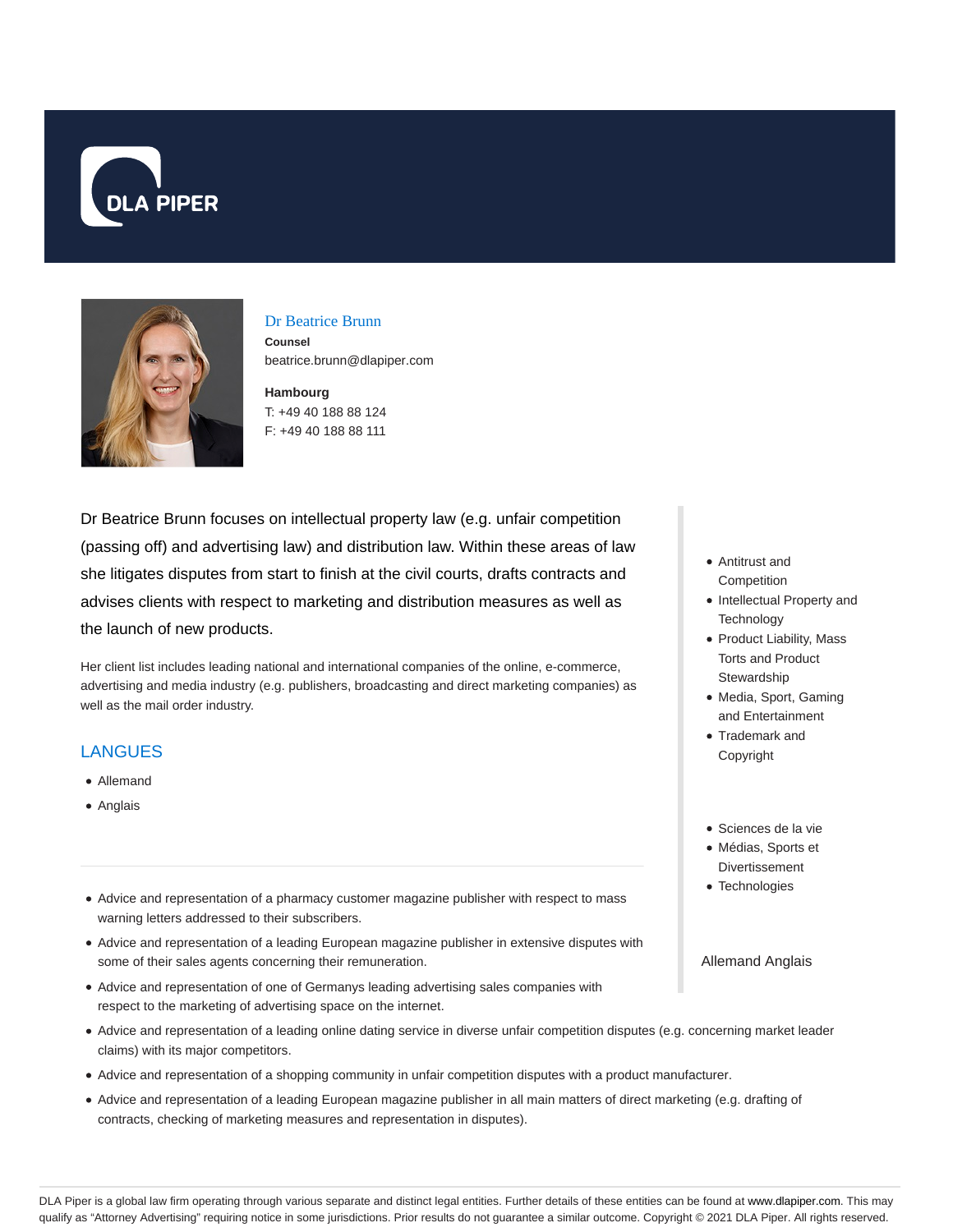DLA PIPER

## Dr Beatrice Brunn

**Counsel**
beatrice.brunn@dlapiper.com

**Hambourg**
T: +49 40 188 88 124
F: +49 40 188 88 111

Dr Beatrice Brunn focuses on intellectual property law (e.g. unfair competition (passing off) and advertising law) and distribution law. Within these areas of law she litigates disputes from start to finish at the civil courts, drafts contracts and advises clients with respect to marketing and distribution measures as well as the launch of new products.

Her client list includes leading national and international companies of the online, e-commerce, advertising and media industry (e.g. publishers, broadcasting and direct marketing companies) as well as the mail order industry.

- Antitrust and Competition
- Intellectual Property and Technology
- Product Liability, Mass Torts and Product Stewardship
- Media, Sport, Gaming and Entertainment
- Trademark and Copyright

- Sciences de la vie
- Médias, Sports et Divertissement
- Technologies

Allemand Anglais

## LANGUES

- Allemand
- Anglais

---

- Advice and representation of a pharmacy customer magazine publisher with respect to mass warning letters addressed to their subscribers.
- Advice and representation of a leading European magazine publisher in extensive disputes with some of their sales agents concerning their remuneration.
- Advice and representation of one of Germanys leading advertising sales companies with respect to the marketing of advertising space on the internet.
- Advice and representation of a leading online dating service in diverse unfair competition disputes (e.g. concerning market leader claims) with its major competitors.
- Advice and representation of a shopping community in unfair competition disputes with a product manufacturer.
- Advice and representation of a leading European magazine publisher in all main matters of direct marketing (e.g. drafting of contracts, checking of marketing measures and representation in disputes).

DLA Piper is a global law firm operating through various separate and distinct legal entities. Further details of these entities can be found at www.dlapiper.com. This may qualify as "Attorney Advertising" requiring notice in some jurisdictions. Prior results do not guarantee a similar outcome. Copyright © 2021 DLA Piper. All rights reserved.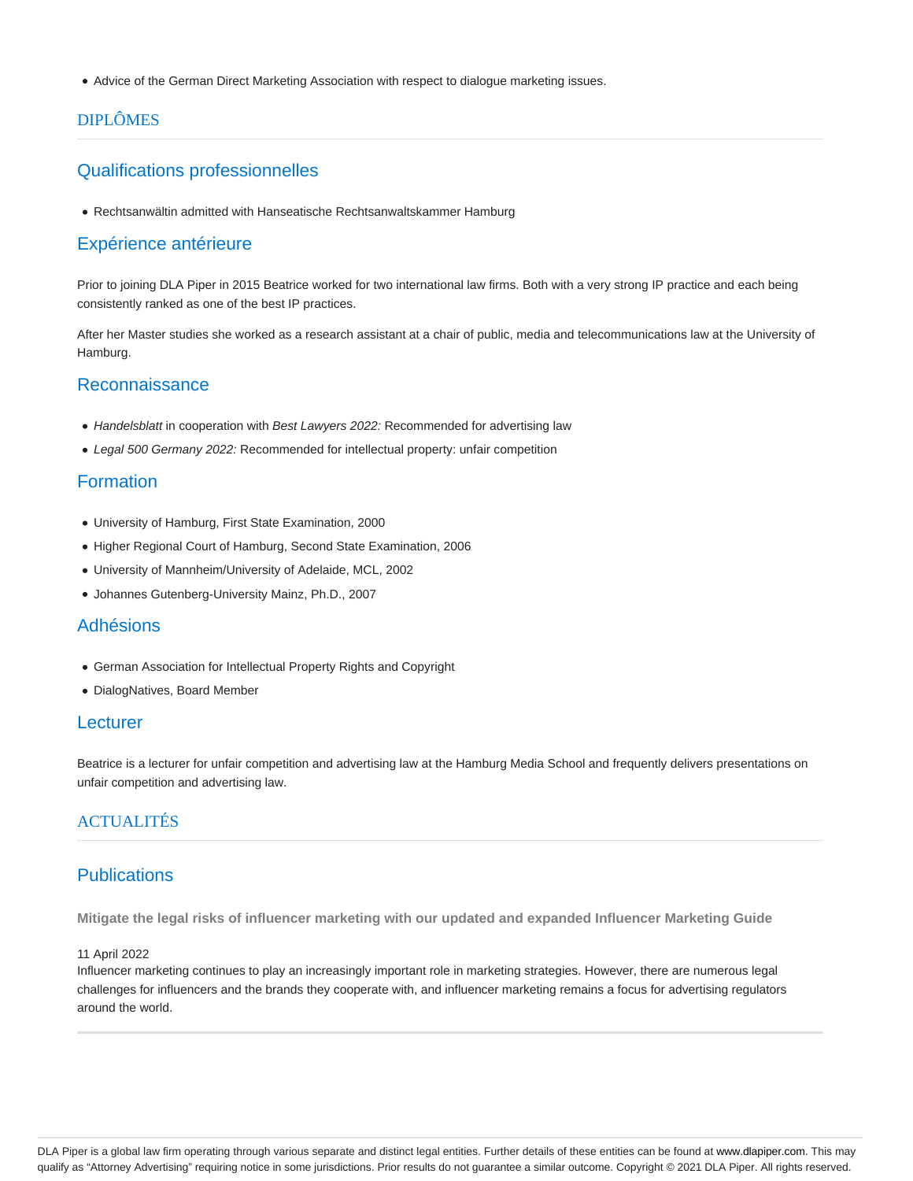- Advice of the German Direct Marketing Association with respect to dialogue marketing issues.

## DIPLÔMES

### Qualifications professionnelles

- Rechtsanwältin admitted with Hanseatische Rechtsanwaltskammer Hamburg

### Expérience antérieure

Prior to joining DLA Piper in 2015 Beatrice worked for two international law firms. Both with a very strong IP practice and each being consistently ranked as one of the best IP practices.

After her Master studies she worked as a research assistant at a chair of public, media and telecommunications law at the University of Hamburg.

### Reconnaissance

- *Handelsblatt* in cooperation with *Best Lawyers 2022:* Recommended for advertising law
- *Legal 500 Germany 2022:* Recommended for intellectual property: unfair competition

### Formation

- University of Hamburg, First State Examination, 2000
- Higher Regional Court of Hamburg, Second State Examination, 2006
- University of Mannheim/University of Adelaide, MCL, 2002
- Johannes Gutenberg-University Mainz, Ph.D., 2007

### Adhésions

- German Association for Intellectual Property Rights and Copyright
- DialogNatives, Board Member

### Lecturer

Beatrice is a lecturer for unfair competition and advertising law at the Hamburg Media School and frequently delivers presentations on unfair competition and advertising law.

## ACTUALITÉS

### Publications

**Mitigate the legal risks of influencer marketing with our updated and expanded Influencer Marketing Guide**

11 April 2022
Influencer marketing continues to play an increasingly important role in marketing strategies. However, there are numerous legal challenges for influencers and the brands they cooperate with, and influencer marketing remains a focus for advertising regulators around the world.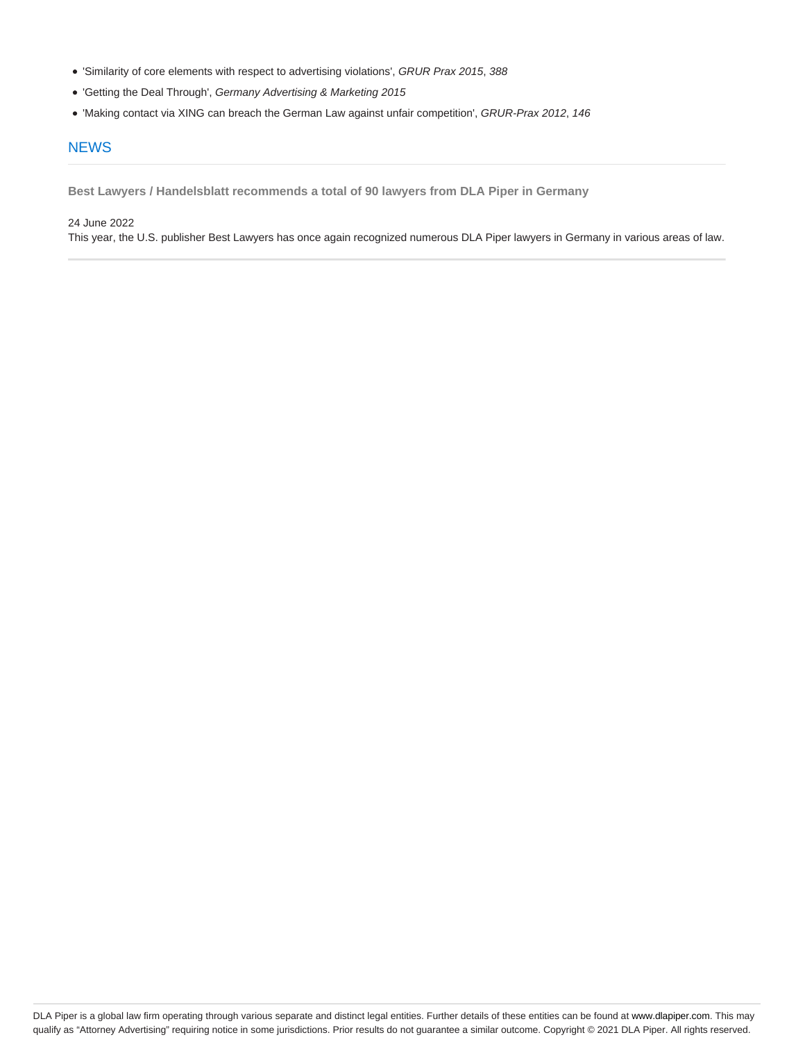- 'Similarity of core elements with respect to advertising violations', *GRUR Prax 2015*, *388*
- 'Getting the Deal Through', *Germany Advertising & Marketing 2015*
- 'Making contact via XING can breach the German Law against unfair competition', *GRUR-Prax 2012*, *146*

## NEWS

**Best Lawyers / Handelsblatt recommends a total of 90 lawyers from DLA Piper in Germany**

24 June 2022

This year, the U.S. publisher Best Lawyers has once again recognized numerous DLA Piper lawyers in Germany in various areas of law.

DLA Piper is a global law firm operating through various separate and distinct legal entities. Further details of these entities can be found at www.dlapiper.com. This may qualify as "Attorney Advertising" requiring notice in some jurisdictions. Prior results do not guarantee a similar outcome. Copyright © 2021 DLA Piper. All rights reserved.